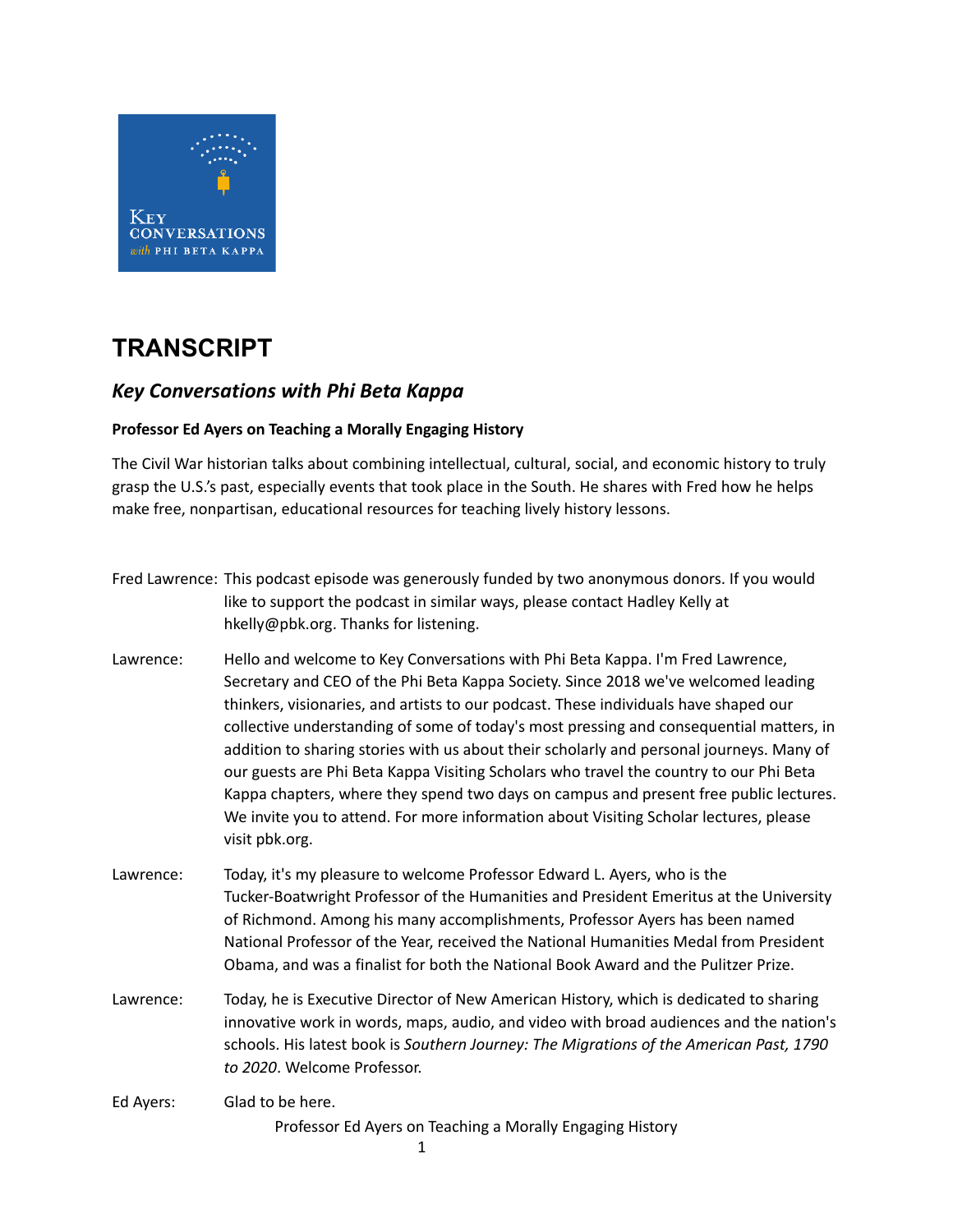# TRANSCRIPT

## *Key Conversations with Phi Beta Kappa*

**Professor Ed Ayers on Teaching a Morally Engaging History**

The Civil War historian talks about combining intellectual, cultural, social, and economic history to truly grasp the U.S.'s past, especially events that took place in the South. He shares with Fred how he helps make free, nonpartisan, educational resources for teaching lively history lessons.

Fred Lawrence: This podcast episode was generously funded by two anonymous donors. If you would like to support the podcast in similar ways, please contact Hadley Kelly at hkelly@pbk.org. Thanks for listening.

Lawrence: Hello and welcome to Key Conversations with Phi Beta Kappa. I'm Fred Lawrence, Secretary and CEO of the Phi Beta Kappa Society. Since 2018 we've welcomed leading thinkers, visionaries, and artists to our podcast. These individuals have shaped our collective understanding of some of today's most pressing and consequential matters, in addition to sharing stories with us about their scholarly and personal journeys. Many of our guests are Phi Beta Kappa Visiting Scholars who travel the country to our Phi Beta Kappa chapters, where they spend two days on campus and present free public lectures. We invite you to attend. For more information about Visiting Scholar lectures, please visit pbk.org.

Lawrence: Today, it's my pleasure to welcome Professor Edward L. Ayers, who is the Tucker-Boatwright Professor of the Humanities and President Emeritus at the University of Richmond. Among his many accomplishments, Professor Ayers has been named National Professor of the Year, received the National Humanities Medal from President Obama, and was a finalist for both the National Book Award and the Pulitzer Prize.

Lawrence: Today, he is Executive Director of New American History, which is dedicated to sharing innovative work in words, maps, audio, and video with broad audiences and the nation's schools. His latest book is *Southern Journey: The Migrations of the American Past, 1790 to 2020*. Welcome Professor.

Ed Ayers: Glad to be here.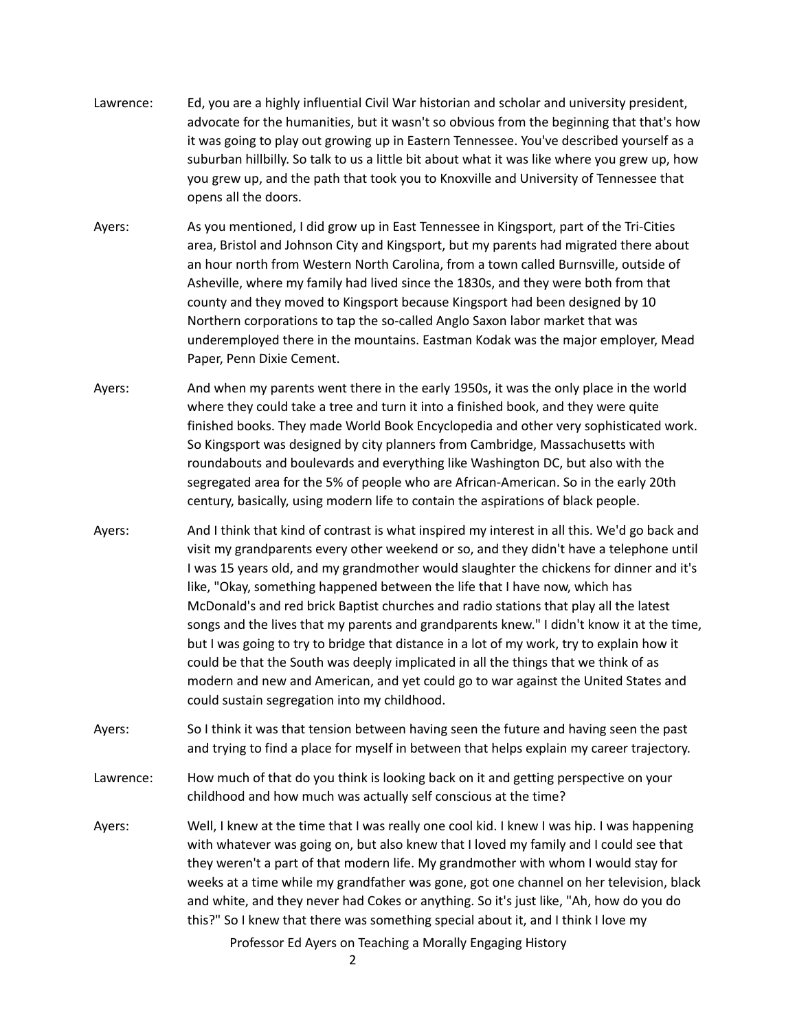Lawrence: Ed, you are a highly influential Civil War historian and scholar and university president, advocate for the humanities, but it wasn't so obvious from the beginning that that's how it was going to play out growing up in Eastern Tennessee. You've described yourself as a suburban hillbilly. So talk to us a little bit about what it was like where you grew up, how you grew up, and the path that took you to Knoxville and University of Tennessee that opens all the doors.

Ayers: As you mentioned, I did grow up in East Tennessee in Kingsport, part of the Tri-Cities area, Bristol and Johnson City and Kingsport, but my parents had migrated there about an hour north from Western North Carolina, from a town called Burnsville, outside of Asheville, where my family had lived since the 1830s, and they were both from that county and they moved to Kingsport because Kingsport had been designed by 10 Northern corporations to tap the so-called Anglo Saxon labor market that was underemployed there in the mountains. Eastman Kodak was the major employer, Mead Paper, Penn Dixie Cement.

Ayers: And when my parents went there in the early 1950s, it was the only place in the world where they could take a tree and turn it into a finished book, and they were quite finished books. They made World Book Encyclopedia and other very sophisticated work. So Kingsport was designed by city planners from Cambridge, Massachusetts with roundabouts and boulevards and everything like Washington DC, but also with the segregated area for the 5% of people who are African-American. So in the early 20th century, basically, using modern life to contain the aspirations of black people.

Ayers: And I think that kind of contrast is what inspired my interest in all this. We'd go back and visit my grandparents every other weekend or so, and they didn't have a telephone until I was 15 years old, and my grandmother would slaughter the chickens for dinner and it's like, "Okay, something happened between the life that I have now, which has McDonald's and red brick Baptist churches and radio stations that play all the latest songs and the lives that my parents and grandparents knew." I didn't know it at the time, but I was going to try to bridge that distance in a lot of my work, try to explain how it could be that the South was deeply implicated in all the things that we think of as modern and new and American, and yet could go to war against the United States and could sustain segregation into my childhood.

Ayers: So I think it was that tension between having seen the future and having seen the past and trying to find a place for myself in between that helps explain my career trajectory.

Lawrence: How much of that do you think is looking back on it and getting perspective on your childhood and how much was actually self conscious at the time?

Ayers: Well, I knew at the time that I was really one cool kid. I knew I was hip. I was happening with whatever was going on, but also knew that I loved my family and I could see that they weren't a part of that modern life. My grandmother with whom I would stay for weeks at a time while my grandfather was gone, got one channel on her television, black and white, and they never had Cokes or anything. So it's just like, "Ah, how do you do this?" So I knew that there was something special about it, and I think I love my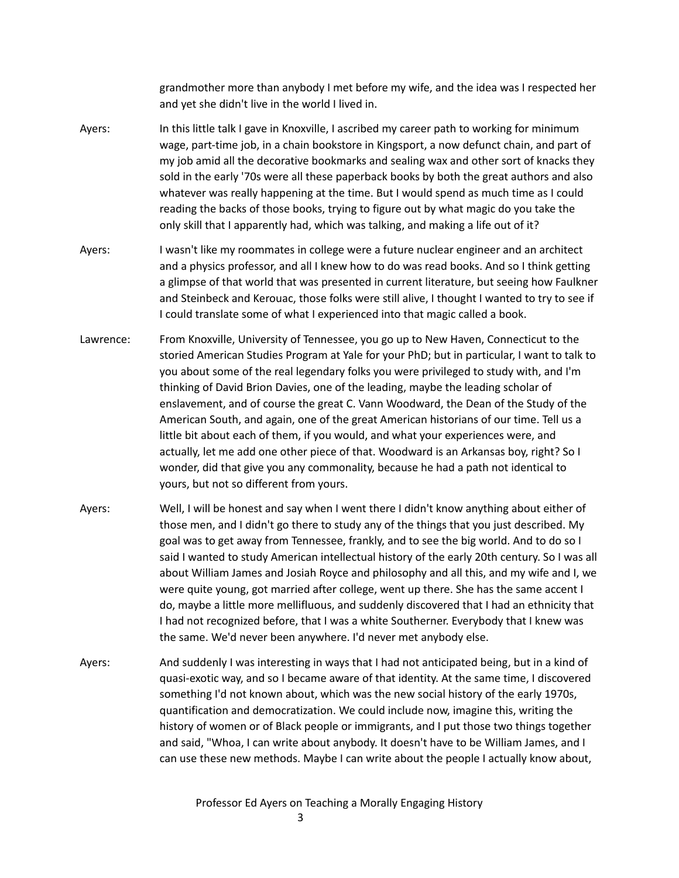grandmother more than anybody I met before my wife, and the idea was I respected her and yet she didn't live in the world I lived in.

Ayers: In this little talk I gave in Knoxville, I ascribed my career path to working for minimum wage, part-time job, in a chain bookstore in Kingsport, a now defunct chain, and part of my job amid all the decorative bookmarks and sealing wax and other sort of knacks they sold in the early '70s were all these paperback books by both the great authors and also whatever was really happening at the time. But I would spend as much time as I could reading the backs of those books, trying to figure out by what magic do you take the only skill that I apparently had, which was talking, and making a life out of it?

Ayers: I wasn't like my roommates in college were a future nuclear engineer and an architect and a physics professor, and all I knew how to do was read books. And so I think getting a glimpse of that world that was presented in current literature, but seeing how Faulkner and Steinbeck and Kerouac, those folks were still alive, I thought I wanted to try to see if I could translate some of what I experienced into that magic called a book.

Lawrence: From Knoxville, University of Tennessee, you go up to New Haven, Connecticut to the storied American Studies Program at Yale for your PhD; but in particular, I want to talk to you about some of the real legendary folks you were privileged to study with, and I'm thinking of David Brion Davies, one of the leading, maybe the leading scholar of enslavement, and of course the great C. Vann Woodward, the Dean of the Study of the American South, and again, one of the great American historians of our time. Tell us a little bit about each of them, if you would, and what your experiences were, and actually, let me add one other piece of that. Woodward is an Arkansas boy, right? So I wonder, did that give you any commonality, because he had a path not identical to yours, but not so different from yours.

Ayers: Well, I will be honest and say when I went there I didn't know anything about either of those men, and I didn't go there to study any of the things that you just described. My goal was to get away from Tennessee, frankly, and to see the big world. And to do so I said I wanted to study American intellectual history of the early 20th century. So I was all about William James and Josiah Royce and philosophy and all this, and my wife and I, we were quite young, got married after college, went up there. She has the same accent I do, maybe a little more mellifluous, and suddenly discovered that I had an ethnicity that I had not recognized before, that I was a white Southerner. Everybody that I knew was the same. We'd never been anywhere. I'd never met anybody else.

Ayers: And suddenly I was interesting in ways that I had not anticipated being, but in a kind of quasi-exotic way, and so I became aware of that identity. At the same time, I discovered something I'd not known about, which was the new social history of the early 1970s, quantification and democratization. We could include now, imagine this, writing the history of women or of Black people or immigrants, and I put those two things together and said, "Whoa, I can write about anybody. It doesn't have to be William James, and I can use these new methods. Maybe I can write about the people I actually know about,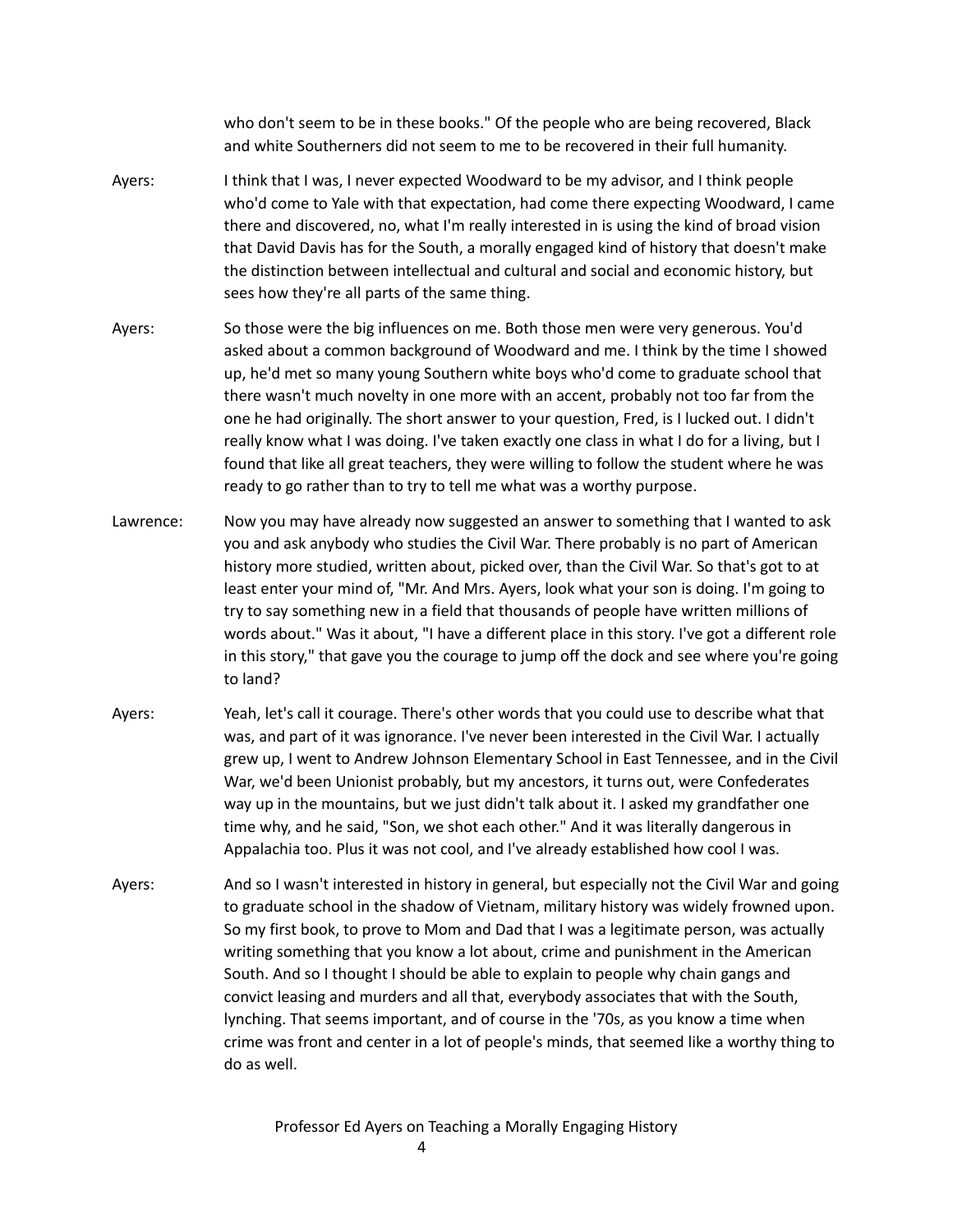who don't seem to be in these books." Of the people who are being recovered, Black and white Southerners did not seem to me to be recovered in their full humanity.

Ayers: I think that I was, I never expected Woodward to be my advisor, and I think people who'd come to Yale with that expectation, had come there expecting Woodward, I came there and discovered, no, what I'm really interested in is using the kind of broad vision that David Davis has for the South, a morally engaged kind of history that doesn't make the distinction between intellectual and cultural and social and economic history, but sees how they're all parts of the same thing.

Ayers: So those were the big influences on me. Both those men were very generous. You'd asked about a common background of Woodward and me. I think by the time I showed up, he'd met so many young Southern white boys who'd come to graduate school that there wasn't much novelty in one more with an accent, probably not too far from the one he had originally. The short answer to your question, Fred, is I lucked out. I didn't really know what I was doing. I've taken exactly one class in what I do for a living, but I found that like all great teachers, they were willing to follow the student where he was ready to go rather than to try to tell me what was a worthy purpose.

Lawrence: Now you may have already now suggested an answer to something that I wanted to ask you and ask anybody who studies the Civil War. There probably is no part of American history more studied, written about, picked over, than the Civil War. So that's got to at least enter your mind of, "Mr. And Mrs. Ayers, look what your son is doing. I'm going to try to say something new in a field that thousands of people have written millions of words about." Was it about, "I have a different place in this story. I've got a different role in this story," that gave you the courage to jump off the dock and see where you're going to land?

Ayers: Yeah, let's call it courage. There's other words that you could use to describe what that was, and part of it was ignorance. I've never been interested in the Civil War. I actually grew up, I went to Andrew Johnson Elementary School in East Tennessee, and in the Civil War, we'd been Unionist probably, but my ancestors, it turns out, were Confederates way up in the mountains, but we just didn't talk about it. I asked my grandfather one time why, and he said, "Son, we shot each other." And it was literally dangerous in Appalachia too. Plus it was not cool, and I've already established how cool I was.

Ayers: And so I wasn't interested in history in general, but especially not the Civil War and going to graduate school in the shadow of Vietnam, military history was widely frowned upon. So my first book, to prove to Mom and Dad that I was a legitimate person, was actually writing something that you know a lot about, crime and punishment in the American South. And so I thought I should be able to explain to people why chain gangs and convict leasing and murders and all that, everybody associates that with the South, lynching. That seems important, and of course in the '70s, as you know a time when crime was front and center in a lot of people's minds, that seemed like a worthy thing to do as well.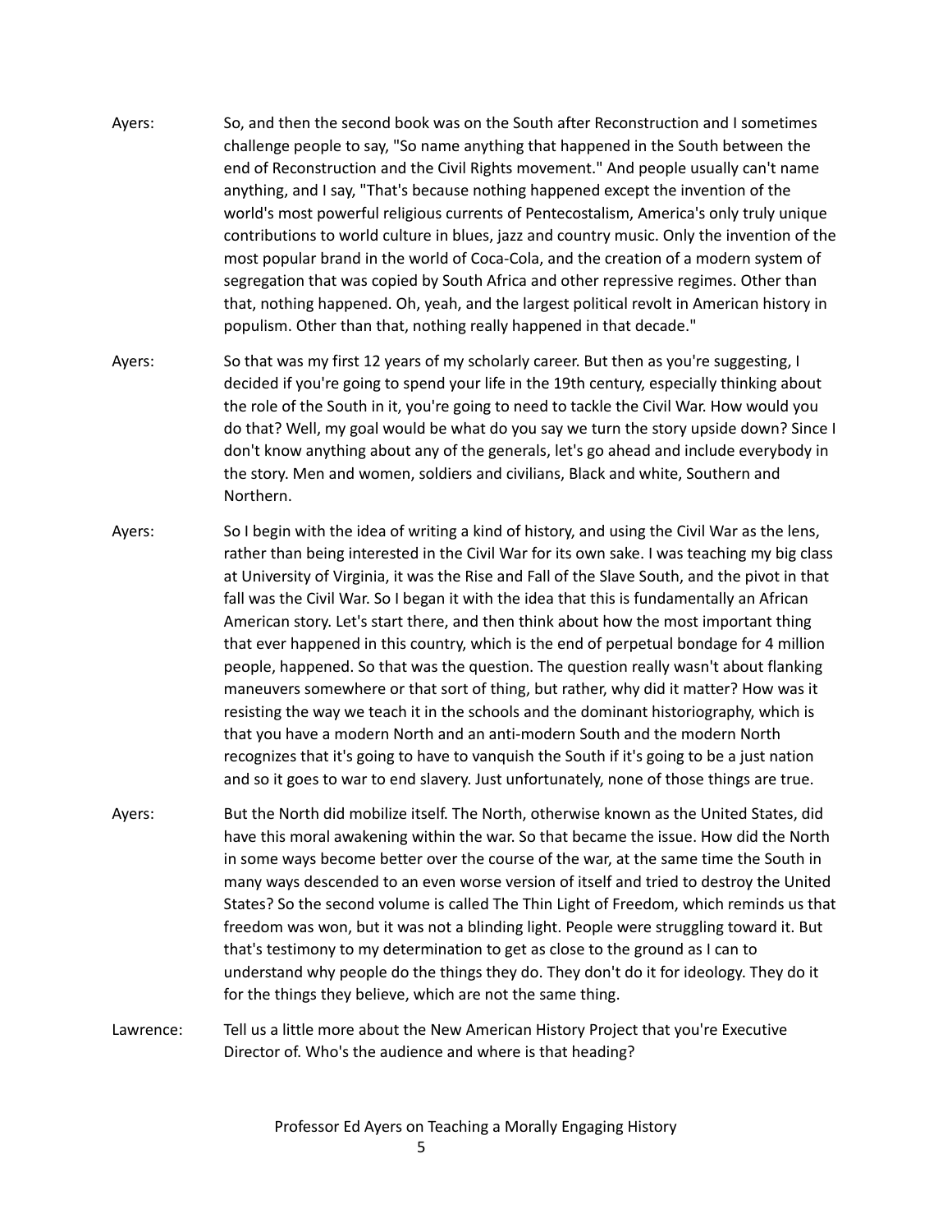Ayers: So, and then the second book was on the South after Reconstruction and I sometimes challenge people to say, "So name anything that happened in the South between the end of Reconstruction and the Civil Rights movement." And people usually can't name anything, and I say, "That's because nothing happened except the invention of the world's most powerful religious currents of Pentecostalism, America's only truly unique contributions to world culture in blues, jazz and country music. Only the invention of the most popular brand in the world of Coca-Cola, and the creation of a modern system of segregation that was copied by South Africa and other repressive regimes. Other than that, nothing happened. Oh, yeah, and the largest political revolt in American history in populism. Other than that, nothing really happened in that decade."

Ayers: So that was my first 12 years of my scholarly career. But then as you're suggesting, I decided if you're going to spend your life in the 19th century, especially thinking about the role of the South in it, you're going to need to tackle the Civil War. How would you do that? Well, my goal would be what do you say we turn the story upside down? Since I don't know anything about any of the generals, let's go ahead and include everybody in the story. Men and women, soldiers and civilians, Black and white, Southern and Northern.

Ayers: So I begin with the idea of writing a kind of history, and using the Civil War as the lens, rather than being interested in the Civil War for its own sake. I was teaching my big class at University of Virginia, it was the Rise and Fall of the Slave South, and the pivot in that fall was the Civil War. So I began it with the idea that this is fundamentally an African American story. Let's start there, and then think about how the most important thing that ever happened in this country, which is the end of perpetual bondage for 4 million people, happened. So that was the question. The question really wasn't about flanking maneuvers somewhere or that sort of thing, but rather, why did it matter? How was it resisting the way we teach it in the schools and the dominant historiography, which is that you have a modern North and an anti-modern South and the modern North recognizes that it's going to have to vanquish the South if it's going to be a just nation and so it goes to war to end slavery. Just unfortunately, none of those things are true.

Ayers: But the North did mobilize itself. The North, otherwise known as the United States, did have this moral awakening within the war. So that became the issue. How did the North in some ways become better over the course of the war, at the same time the South in many ways descended to an even worse version of itself and tried to destroy the United States? So the second volume is called The Thin Light of Freedom, which reminds us that freedom was won, but it was not a blinding light. People were struggling toward it. But that's testimony to my determination to get as close to the ground as I can to understand why people do the things they do. They don't do it for ideology. They do it for the things they believe, which are not the same thing.

Lawrence: Tell us a little more about the New American History Project that you're Executive Director of. Who's the audience and where is that heading?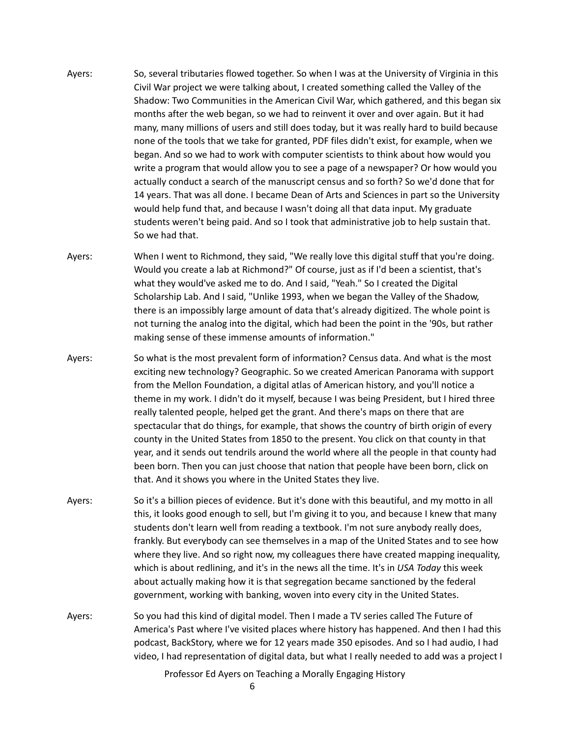Ayers: So, several tributaries flowed together. So when I was at the University of Virginia in this Civil War project we were talking about, I created something called the Valley of the Shadow: Two Communities in the American Civil War, which gathered, and this began six months after the web began, so we had to reinvent it over and over again. But it had many, many millions of users and still does today, but it was really hard to build because none of the tools that we take for granted, PDF files didn't exist, for example, when we began. And so we had to work with computer scientists to think about how would you write a program that would allow you to see a page of a newspaper? Or how would you actually conduct a search of the manuscript census and so forth? So we'd done that for 14 years. That was all done. I became Dean of Arts and Sciences in part so the University would help fund that, and because I wasn't doing all that data input. My graduate students weren't being paid. And so I took that administrative job to help sustain that. So we had that.

Ayers: When I went to Richmond, they said, "We really love this digital stuff that you're doing. Would you create a lab at Richmond?" Of course, just as if I'd been a scientist, that's what they would've asked me to do. And I said, "Yeah." So I created the Digital Scholarship Lab. And I said, "Unlike 1993, when we began the Valley of the Shadow, there is an impossibly large amount of data that's already digitized. The whole point is not turning the analog into the digital, which had been the point in the '90s, but rather making sense of these immense amounts of information."

Ayers: So what is the most prevalent form of information? Census data. And what is the most exciting new technology? Geographic. So we created American Panorama with support from the Mellon Foundation, a digital atlas of American history, and you'll notice a theme in my work. I didn't do it myself, because I was being President, but I hired three really talented people, helped get the grant. And there's maps on there that are spectacular that do things, for example, that shows the country of birth origin of every county in the United States from 1850 to the present. You click on that county in that year, and it sends out tendrils around the world where all the people in that county had been born. Then you can just choose that nation that people have been born, click on that. And it shows you where in the United States they live.

Ayers: So it's a billion pieces of evidence. But it's done with this beautiful, and my motto in all this, it looks good enough to sell, but I'm giving it to you, and because I knew that many students don't learn well from reading a textbook. I'm not sure anybody really does, frankly. But everybody can see themselves in a map of the United States and to see how where they live. And so right now, my colleagues there have created mapping inequality, which is about redlining, and it's in the news all the time. It's in *USA Today* this week about actually making how it is that segregation became sanctioned by the federal government, working with banking, woven into every city in the United States.

Ayers: So you had this kind of digital model. Then I made a TV series called The Future of America's Past where I've visited places where history has happened. And then I had this podcast, BackStory, where we for 12 years made 350 episodes. And so I had audio, I had video, I had representation of digital data, but what I really needed to add was a project I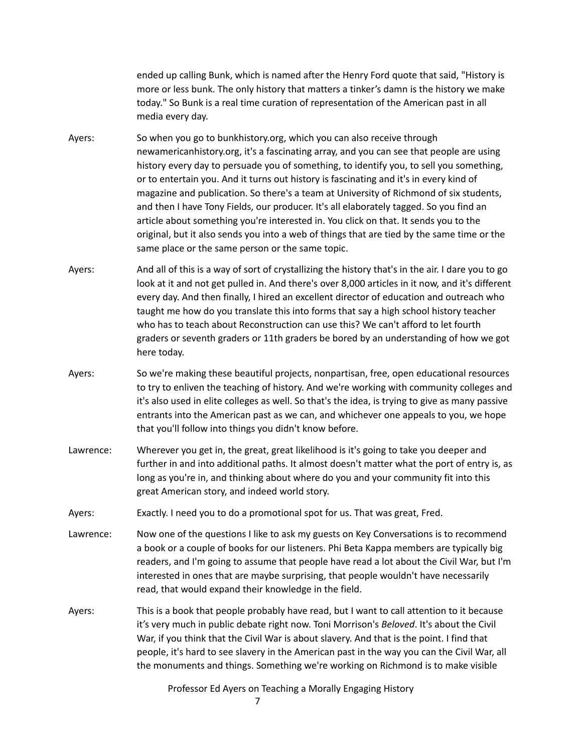ended up calling Bunk, which is named after the Henry Ford quote that said, "History is more or less bunk. The only history that matters a tinker's damn is the history we make today." So Bunk is a real time curation of representation of the American past in all media every day.

Ayers: So when you go to bunkhistory.org, which you can also receive through newamericanhistory.org, it's a fascinating array, and you can see that people are using history every day to persuade you of something, to identify you, to sell you something, or to entertain you. And it turns out history is fascinating and it's in every kind of magazine and publication. So there's a team at University of Richmond of six students, and then I have Tony Fields, our producer. It's all elaborately tagged. So you find an article about something you're interested in. You click on that. It sends you to the original, but it also sends you into a web of things that are tied by the same time or the same place or the same person or the same topic.

Ayers: And all of this is a way of sort of crystallizing the history that's in the air. I dare you to go look at it and not get pulled in. And there's over 8,000 articles in it now, and it's different every day. And then finally, I hired an excellent director of education and outreach who taught me how do you translate this into forms that say a high school history teacher who has to teach about Reconstruction can use this? We can't afford to let fourth graders or seventh graders or 11th graders be bored by an understanding of how we got here today.

Ayers: So we're making these beautiful projects, nonpartisan, free, open educational resources to try to enliven the teaching of history. And we're working with community colleges and it's also used in elite colleges as well. So that's the idea, is trying to give as many passive entrants into the American past as we can, and whichever one appeals to you, we hope that you'll follow into things you didn't know before.

Lawrence: Wherever you get in, the great, great likelihood is it's going to take you deeper and further in and into additional paths. It almost doesn't matter what the port of entry is, as long as you're in, and thinking about where do you and your community fit into this great American story, and indeed world story.

Ayers: Exactly. I need you to do a promotional spot for us. That was great, Fred.

Lawrence: Now one of the questions I like to ask my guests on Key Conversations is to recommend a book or a couple of books for our listeners. Phi Beta Kappa members are typically big readers, and I'm going to assume that people have read a lot about the Civil War, but I'm interested in ones that are maybe surprising, that people wouldn't have necessarily read, that would expand their knowledge in the field.

Ayers: This is a book that people probably have read, but I want to call attention to it because it's very much in public debate right now. Toni Morrison's *Beloved*. It's about the Civil War, if you think that the Civil War is about slavery. And that is the point. I find that people, it's hard to see slavery in the American past in the way you can the Civil War, all the monuments and things. Something we're working on Richmond is to make visible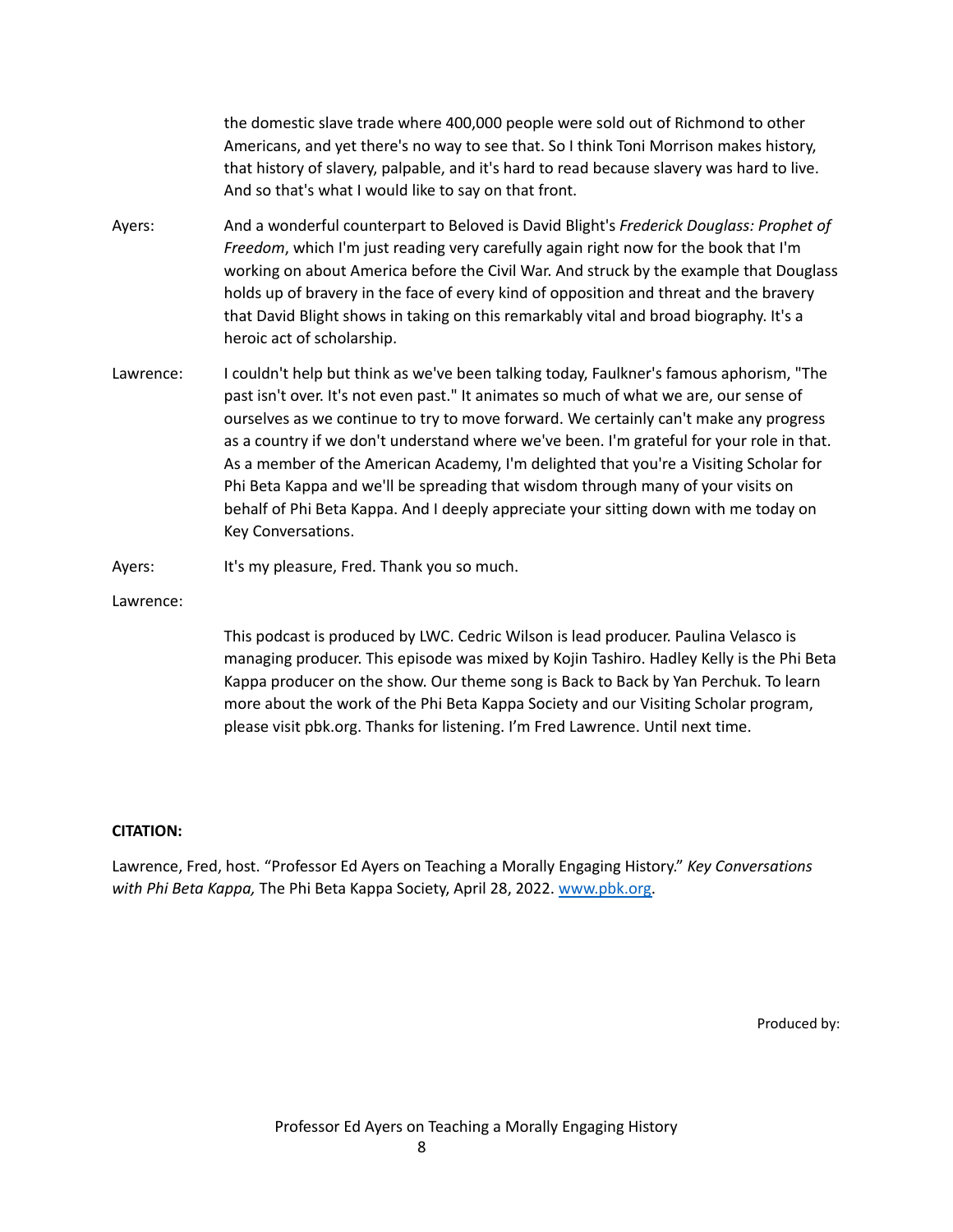the domestic slave trade where 400,000 people were sold out of Richmond to other Americans, and yet there's no way to see that. So I think Toni Morrison makes history, that history of slavery, palpable, and it's hard to read because slavery was hard to live. And so that's what I would like to say on that front.

Ayers: And a wonderful counterpart to Beloved is David Blight's *Frederick Douglass: Prophet of Freedom*, which I'm just reading very carefully again right now for the book that I'm working on about America before the Civil War. And struck by the example that Douglass holds up of bravery in the face of every kind of opposition and threat and the bravery that David Blight shows in taking on this remarkably vital and broad biography. It's a heroic act of scholarship.

Lawrence: I couldn't help but think as we've been talking today, Faulkner's famous aphorism, "The past isn't over. It's not even past." It animates so much of what we are, our sense of ourselves as we continue to try to move forward. We certainly can't make any progress as a country if we don't understand where we've been. I'm grateful for your role in that. As a member of the American Academy, I'm delighted that you're a Visiting Scholar for Phi Beta Kappa and we'll be spreading that wisdom through many of your visits on behalf of Phi Beta Kappa. And I deeply appreciate your sitting down with me today on Key Conversations.

Ayers: It's my pleasure, Fred. Thank you so much.

Lawrence:

This podcast is produced by LWC. Cedric Wilson is lead producer. Paulina Velasco is managing producer. This episode was mixed by Kojin Tashiro. Hadley Kelly is the Phi Beta Kappa producer on the show. Our theme song is Back to Back by Yan Perchuk. To learn more about the work of the Phi Beta Kappa Society and our Visiting Scholar program, please visit pbk.org. Thanks for listening. I'm Fred Lawrence. Until next time.

**CITATION:**

Lawrence, Fred, host. "Professor Ed Ayers on Teaching a Morally Engaging History." *Key Conversations with Phi Beta Kappa,* The Phi Beta Kappa Society, April 28, 2022. [www.pbk.org](http://www.pbk.org).

Produced by: